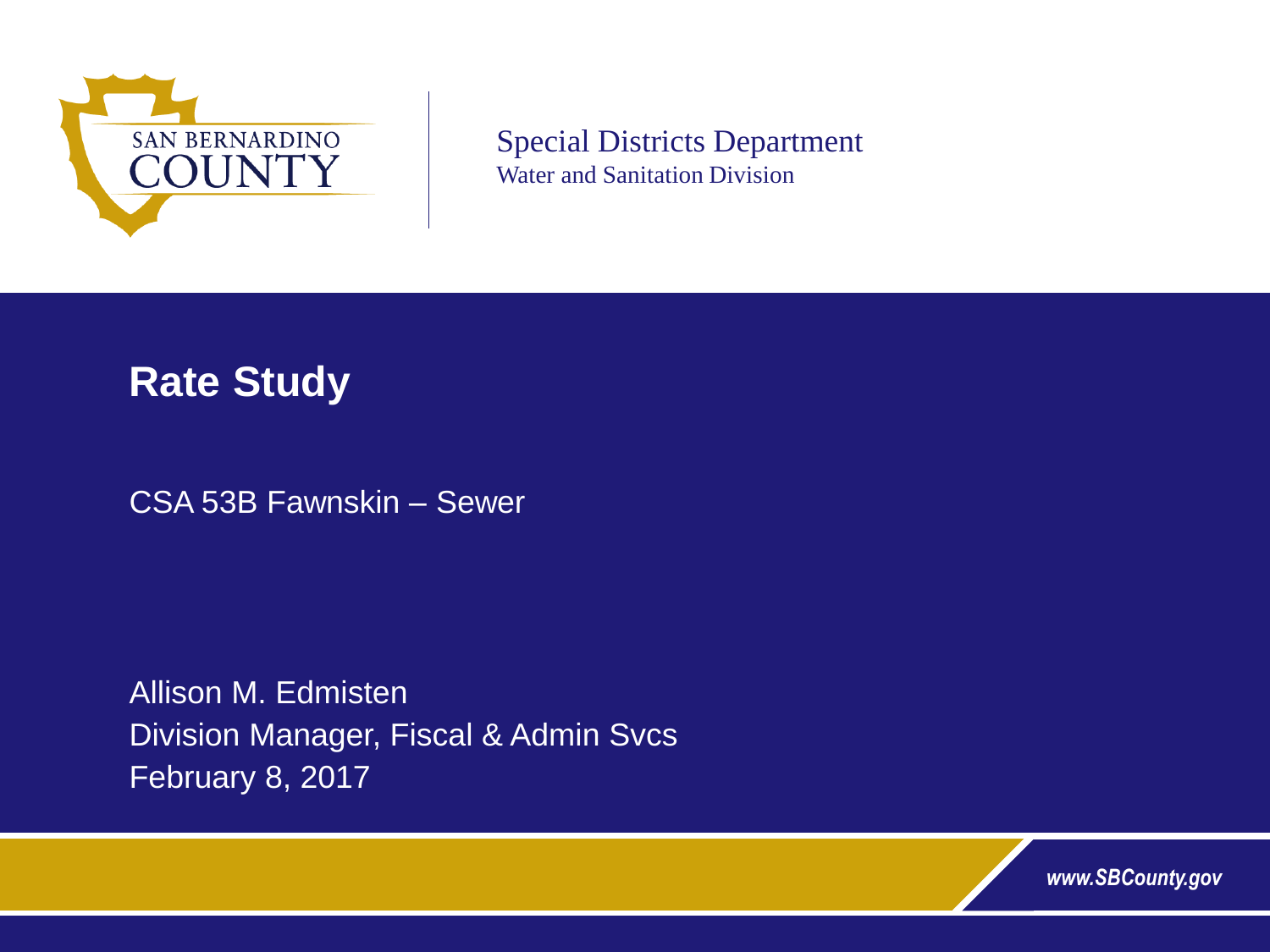SAN BERNARDINO COUNTY

Special Districts Department
Water and Sanitation Division

# Rate Study

CSA 53B Fawnskin – Sewer

Allison M. Edmisten
Division Manager, Fiscal & Admin Svcs
February 8, 2017

*www.SBCounty.gov*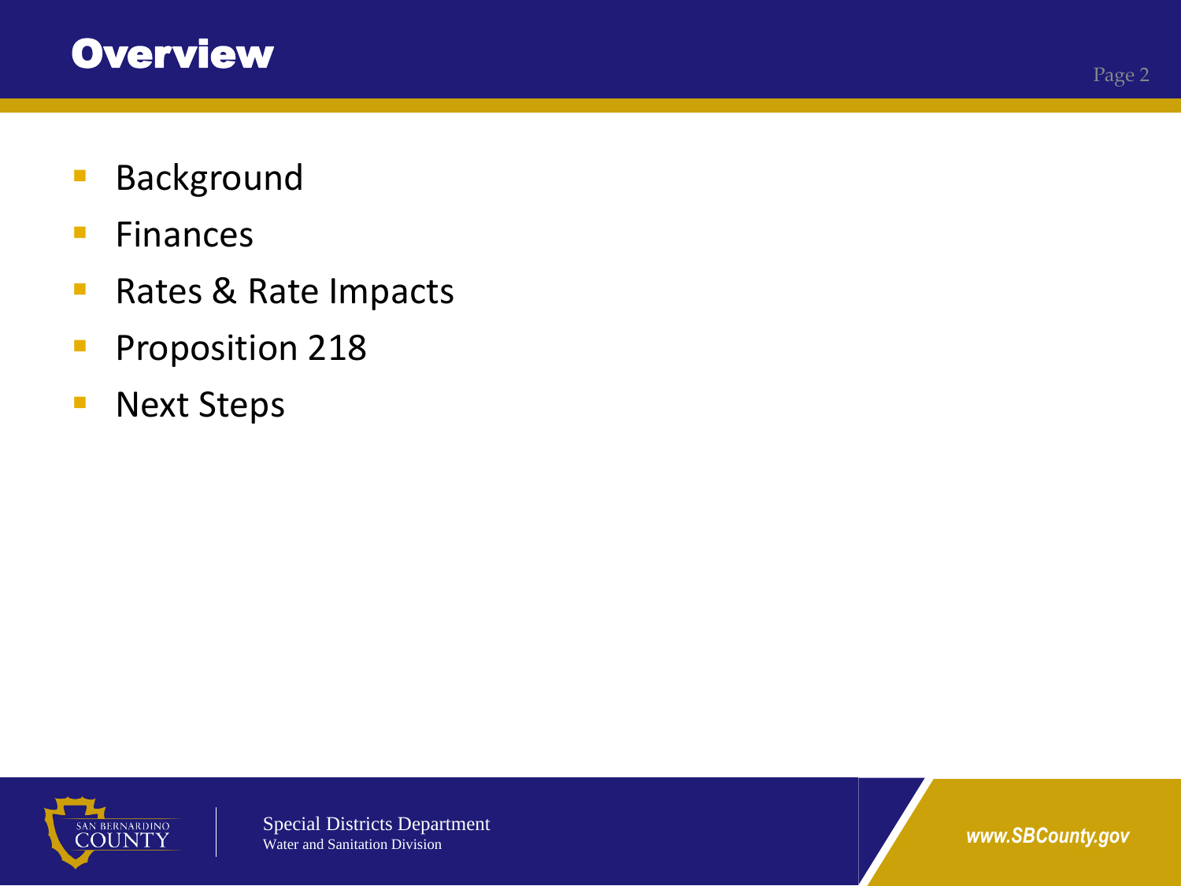# Overview

- Background
- Finances
- Rates & Rate Impacts
- Proposition 218
- Next Steps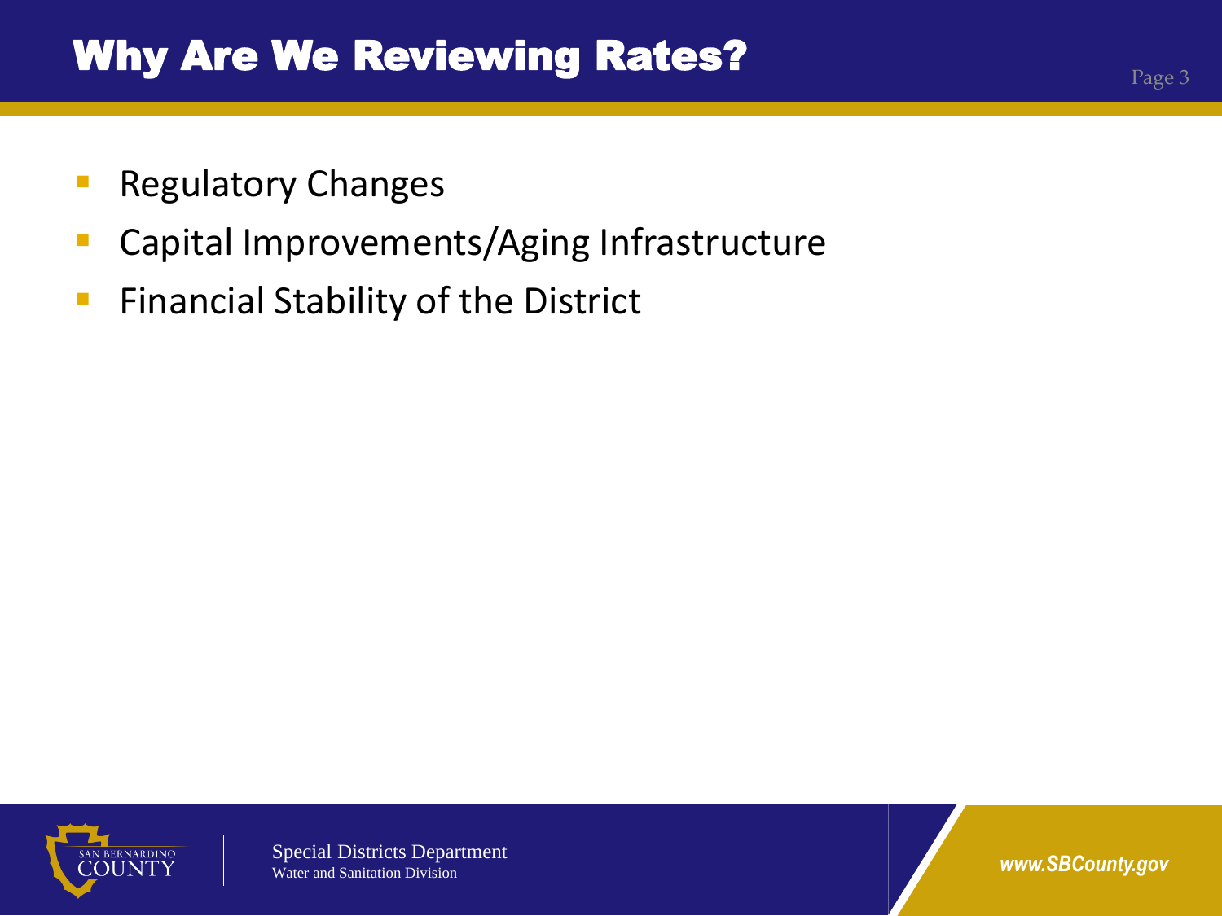# Why Are We Reviewing Rates?

- Regulatory Changes
- Capital Improvements/Aging Infrastructure
- Financial Stability of the District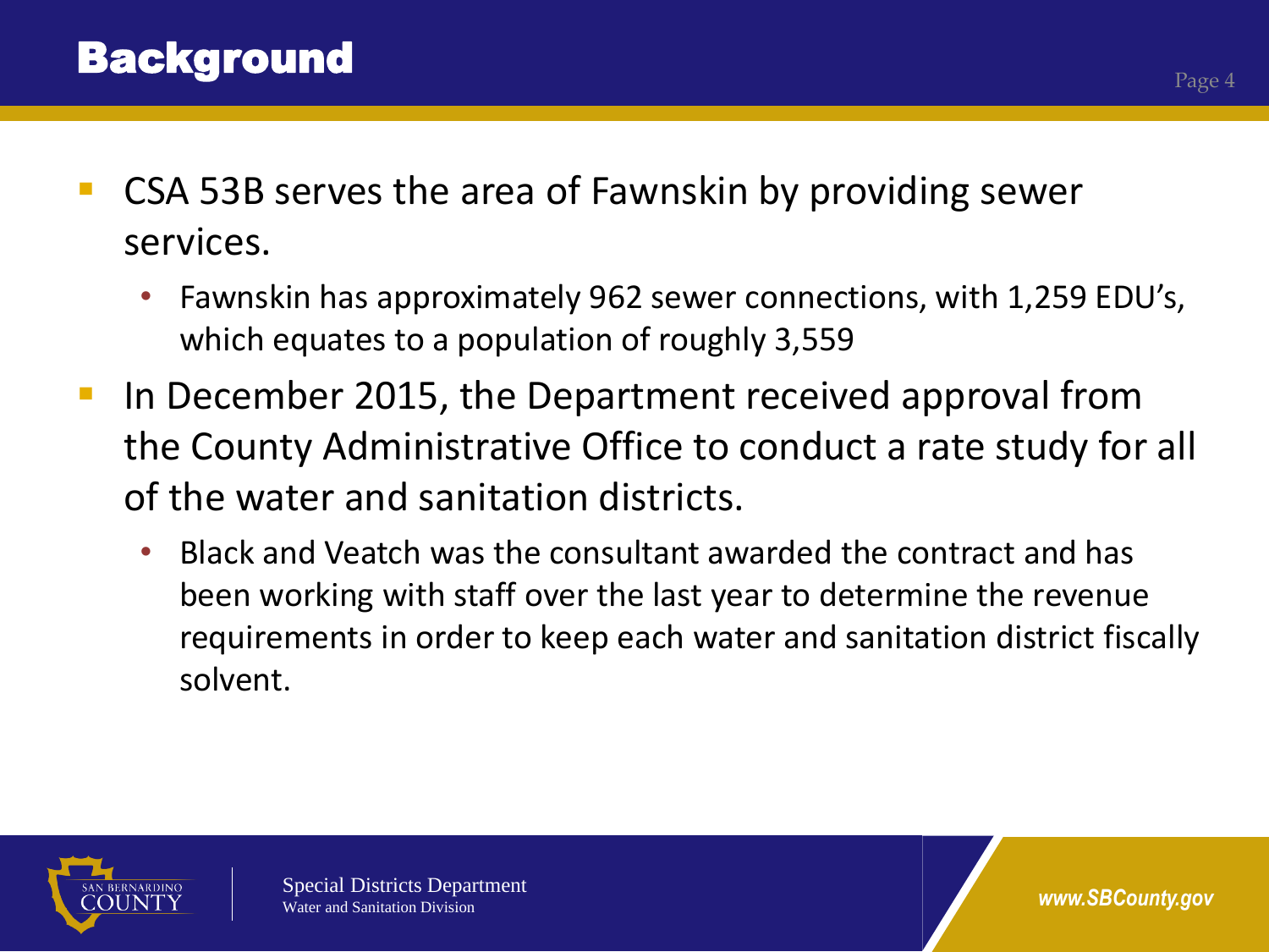# Background

- CSA 53B serves the area of Fawnskin by providing sewer services.
  - Fawnskin has approximately 962 sewer connections, with 1,259 EDU's, which equates to a population of roughly 3,559
- In December 2015, the Department received approval from the County Administrative Office to conduct a rate study for all of the water and sanitation districts.
  - Black and Veatch was the consultant awarded the contract and has been working with staff over the last year to determine the revenue requirements in order to keep each water and sanitation district fiscally solvent.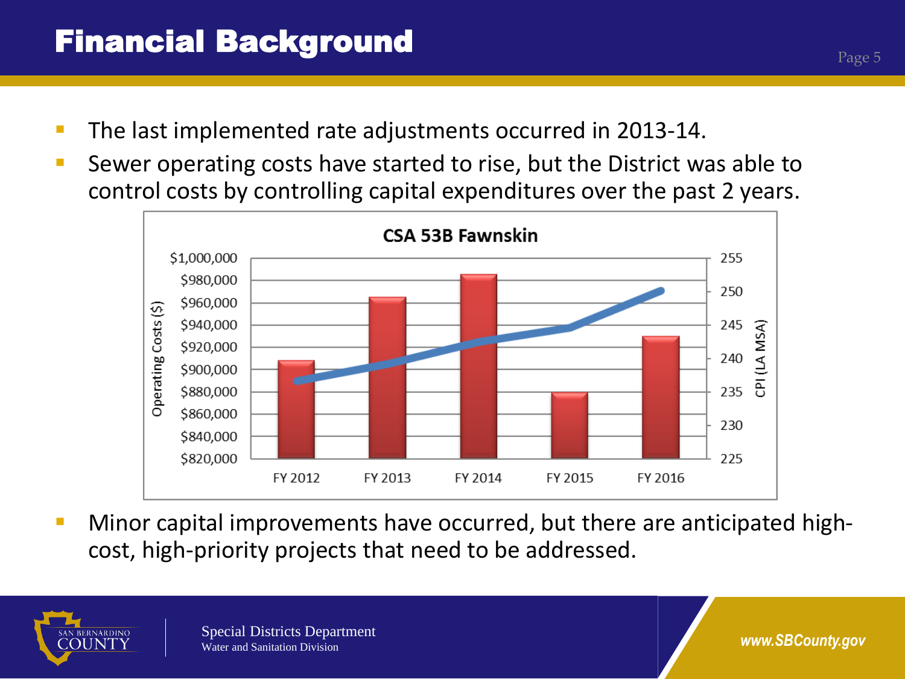# Financial Background

- The last implemented rate adjustments occurred in 2013-14.
- Sewer operating costs have started to rise, but the District was able to control costs by controlling capital expenditures over the past 2 years.

**CSA 53B Fawnskin**

- Minor capital improvements have occurred, but there are anticipated high-cost, high-priority projects that need to be addressed.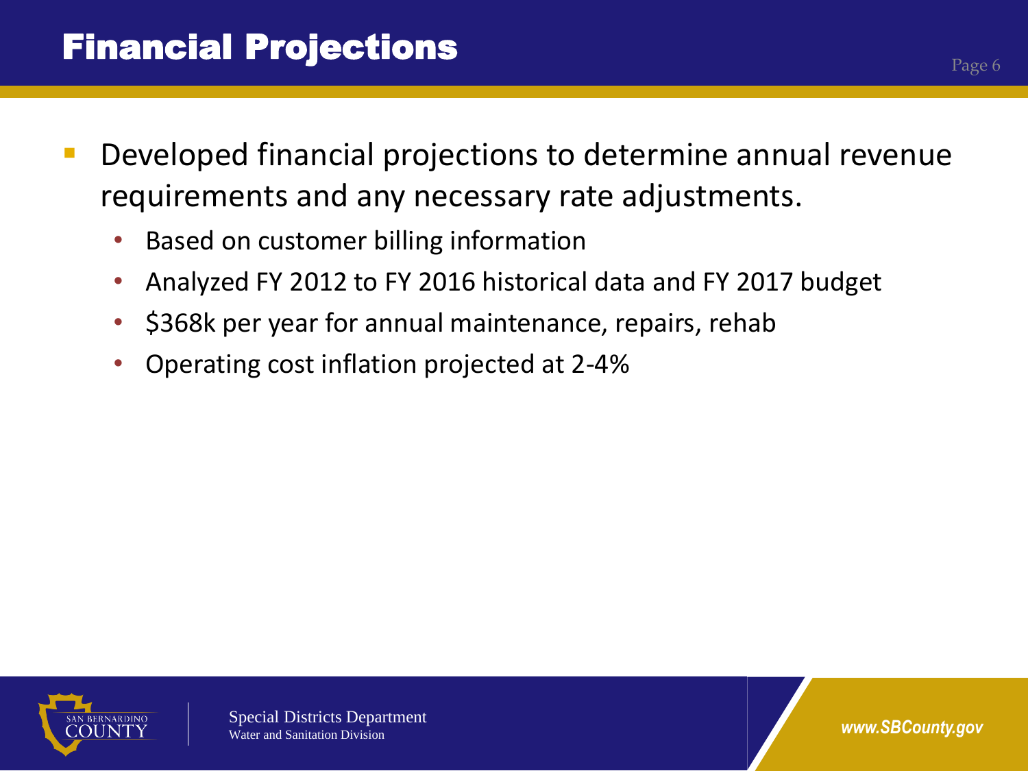# Financial Projections

- Developed financial projections to determine annual revenue requirements and any necessary rate adjustments.
  - Based on customer billing information
  - Analyzed FY 2012 to FY 2016 historical data and FY 2017 budget
  - $368k per year for annual maintenance, repairs, rehab
  - Operating cost inflation projected at 2-4%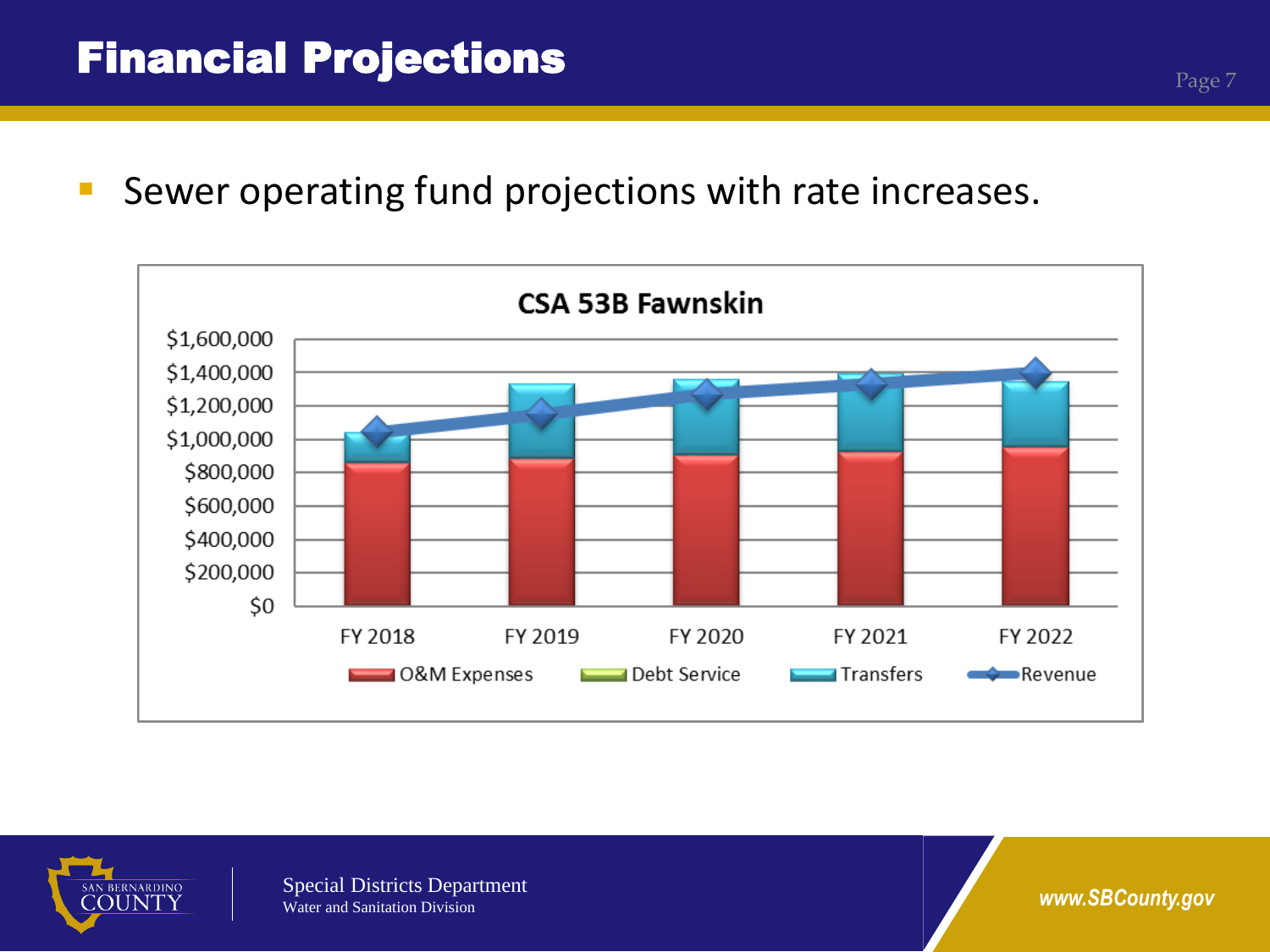# Financial Projections

- Sewer operating fund projections with rate increases.

**CSA 53B Fawnskin**

Legend: O&M Expenses, Debt Service, Transfers, Revenue

X-axis: FY 2018, FY 2019, FY 2020, FY 2021, FY 2022

Y-axis: $0, $200,000, $400,000, $600,000, $800,000, $1,000,000, $1,200,000, $1,400,000, $1,600,000

Special Districts Department
Water and Sanitation Division

www.SBCounty.gov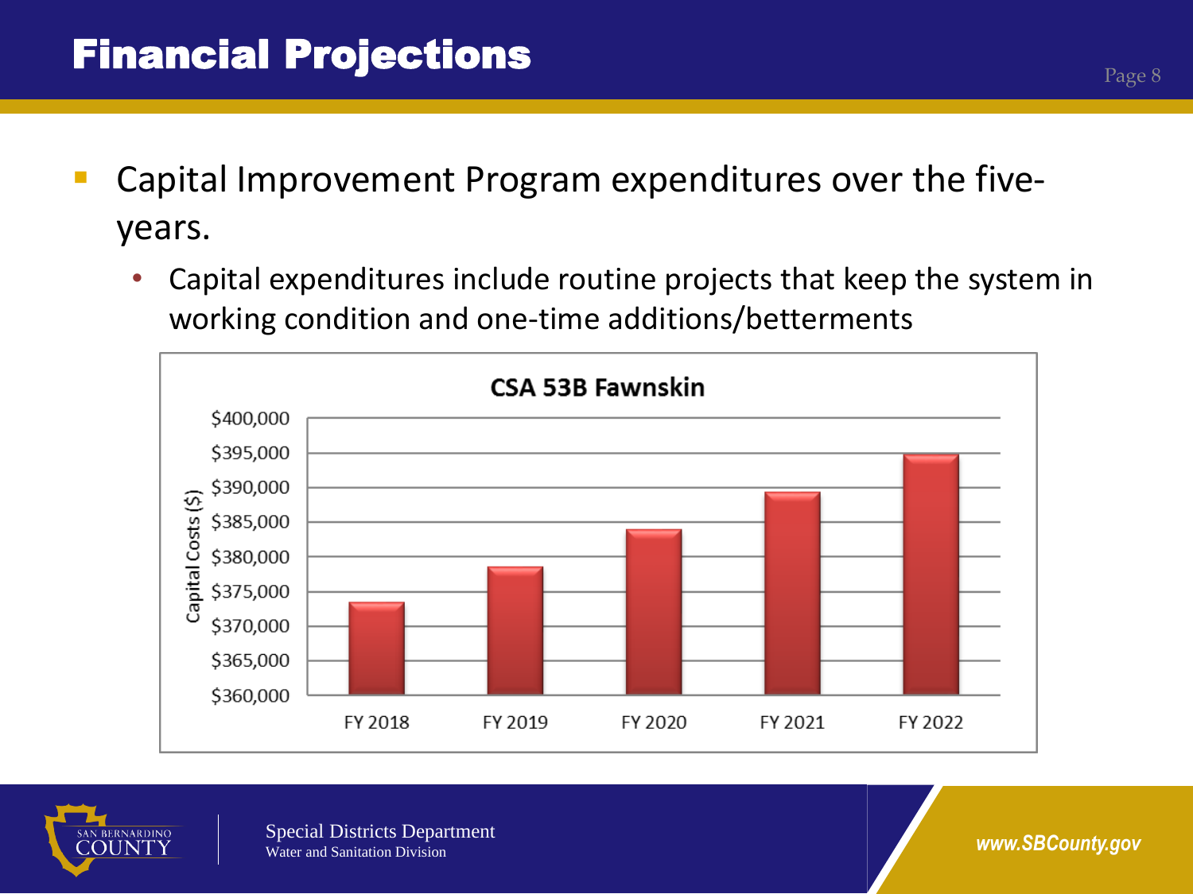# Financial Projections

- Capital Improvement Program expenditures over the five-years.
  - Capital expenditures include routine projects that keep the system in working condition and one-time additions/betterments

**CSA 53B Fawnskin**

Capital Costs ($)

FY 2018, FY 2019, FY 2020, FY 2021, FY 2022

Special Districts Department
Water and Sanitation Division

www.SBCounty.gov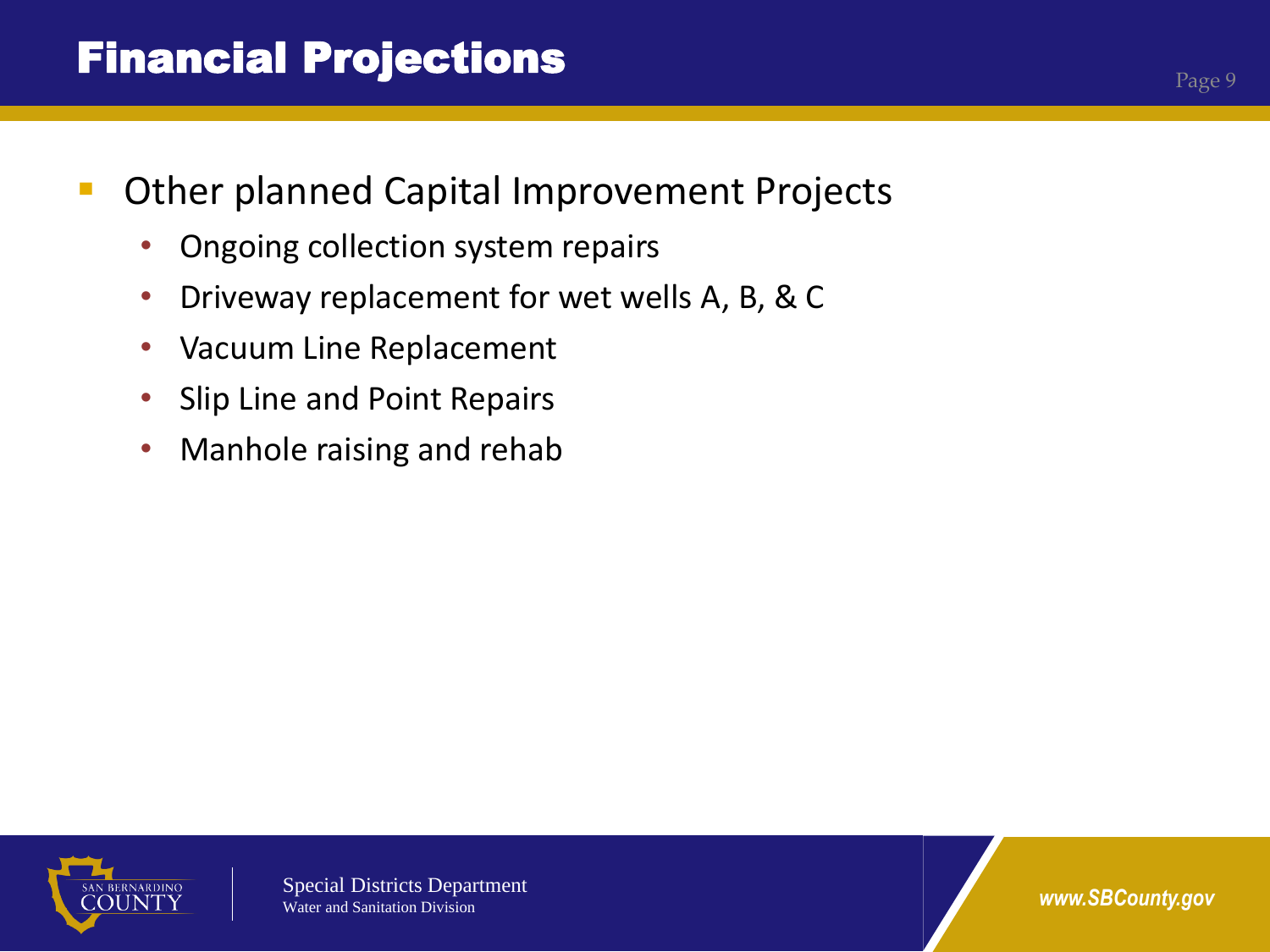# Financial Projections

- Other planned Capital Improvement Projects
  - Ongoing collection system repairs
  - Driveway replacement for wet wells A, B, & C
  - Vacuum Line Replacement
  - Slip Line and Point Repairs
  - Manhole raising and rehab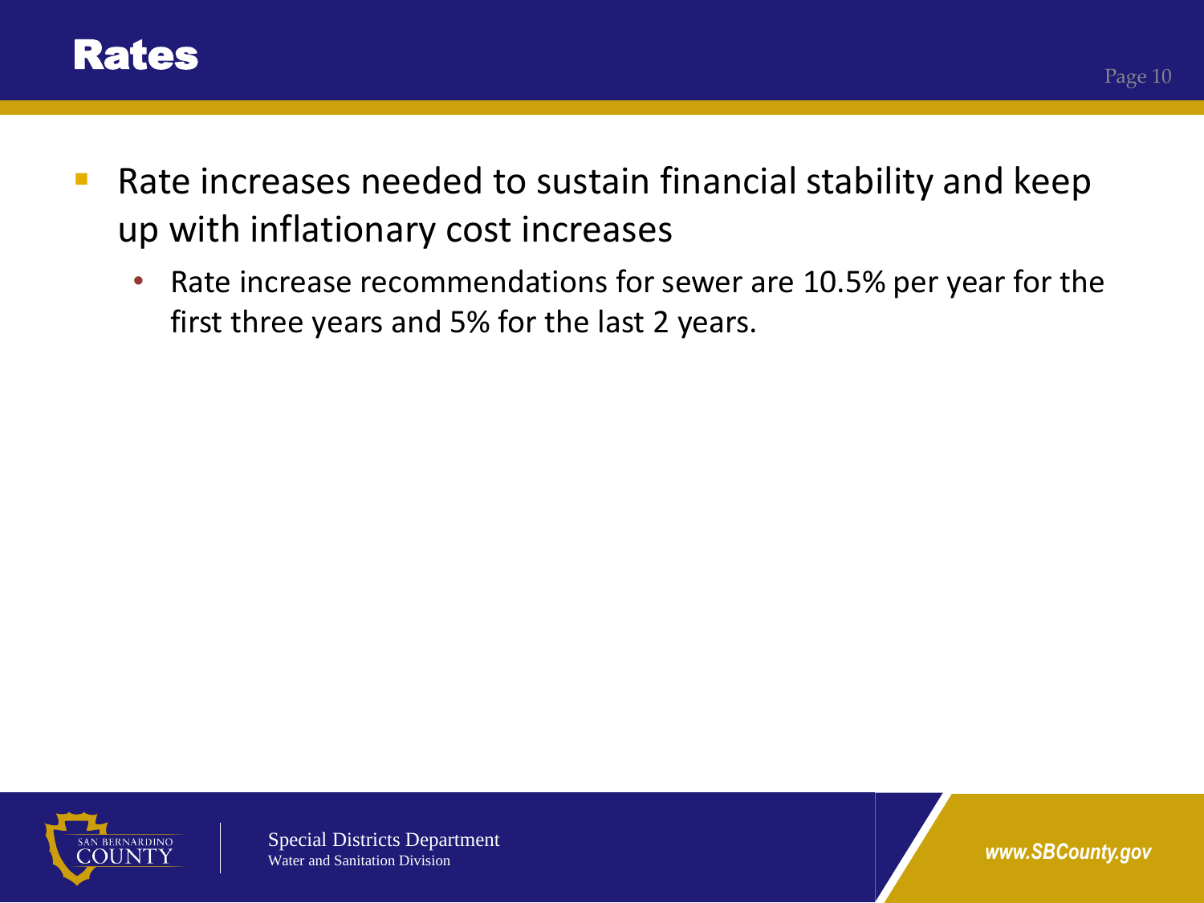# Rates

- Rate increases needed to sustain financial stability and keep up with inflationary cost increases
  - Rate increase recommendations for sewer are 10.5% per year for the first three years and 5% for the last 2 years.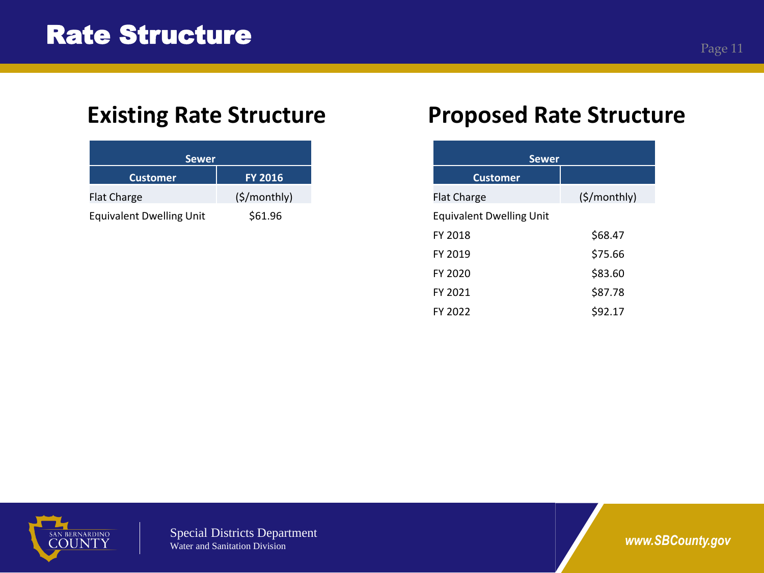# Rate Structure

## Existing Rate Structure

| Sewer | |
|---|---|
| **Customer** | **FY 2016** |
| Flat Charge | ($/monthly) |
| Equivalent Dwelling Unit | $61.96 |

## Proposed Rate Structure

| Sewer | |
|---|---|
| **Customer** | |
| Flat Charge | ($/monthly) |
| Equivalent Dwelling Unit | |
| FY 2018 | $68.47 |
| FY 2019 | $75.66 |
| FY 2020 | $83.60 |
| FY 2021 | $87.78 |
| FY 2022 | $92.17 |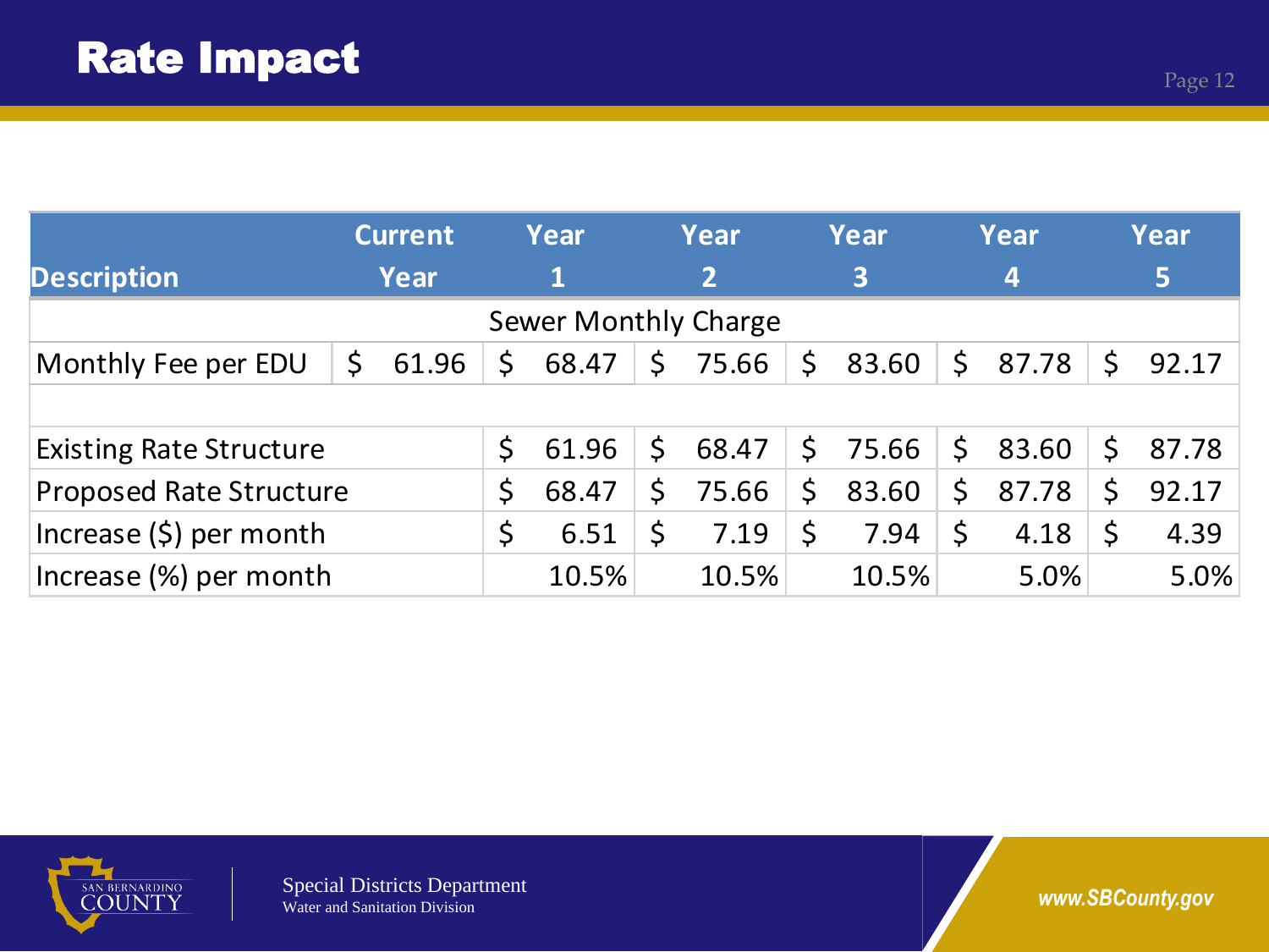# Rate Impact

| Description | Current Year | Year 1 | Year 2 | Year 3 | Year 4 | Year 5 |
|---|---|---|---|---|---|---|
| Sewer Monthly Charge | | | | | | |
| Monthly Fee per EDU | $ 61.96 | $ 68.47 | $ 75.66 | $ 83.60 | $ 87.78 | $ 92.17 |
| | | | | | | |
| Existing Rate Structure | | $ 61.96 | $ 68.47 | $ 75.66 | $ 83.60 | $ 87.78 |
| Proposed Rate Structure | | $ 68.47 | $ 75.66 | $ 83.60 | $ 87.78 | $ 92.17 |
| Increase ($) per month | | $ 6.51 | $ 7.19 | $ 7.94 | $ 4.18 | $ 4.39 |
| Increase (%) per month | | 10.5% | 10.5% | 10.5% | 5.0% | 5.0% |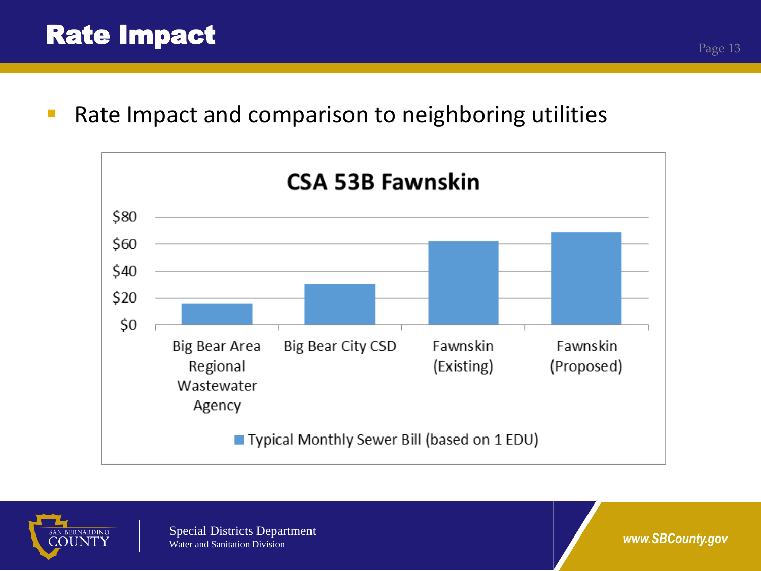# Rate Impact

- Rate Impact and comparison to neighboring utilities

**CSA 53B Fawnskin**

$80
$60
$40
$20
$0

Big Bear Area Regional Wastewater Agency | Big Bear City CSD | Fawnskin (Existing) | Fawnskin (Proposed)

Typical Monthly Sewer Bill (based on 1 EDU)

Special Districts Department
Water and Sanitation Division

www.SBCounty.gov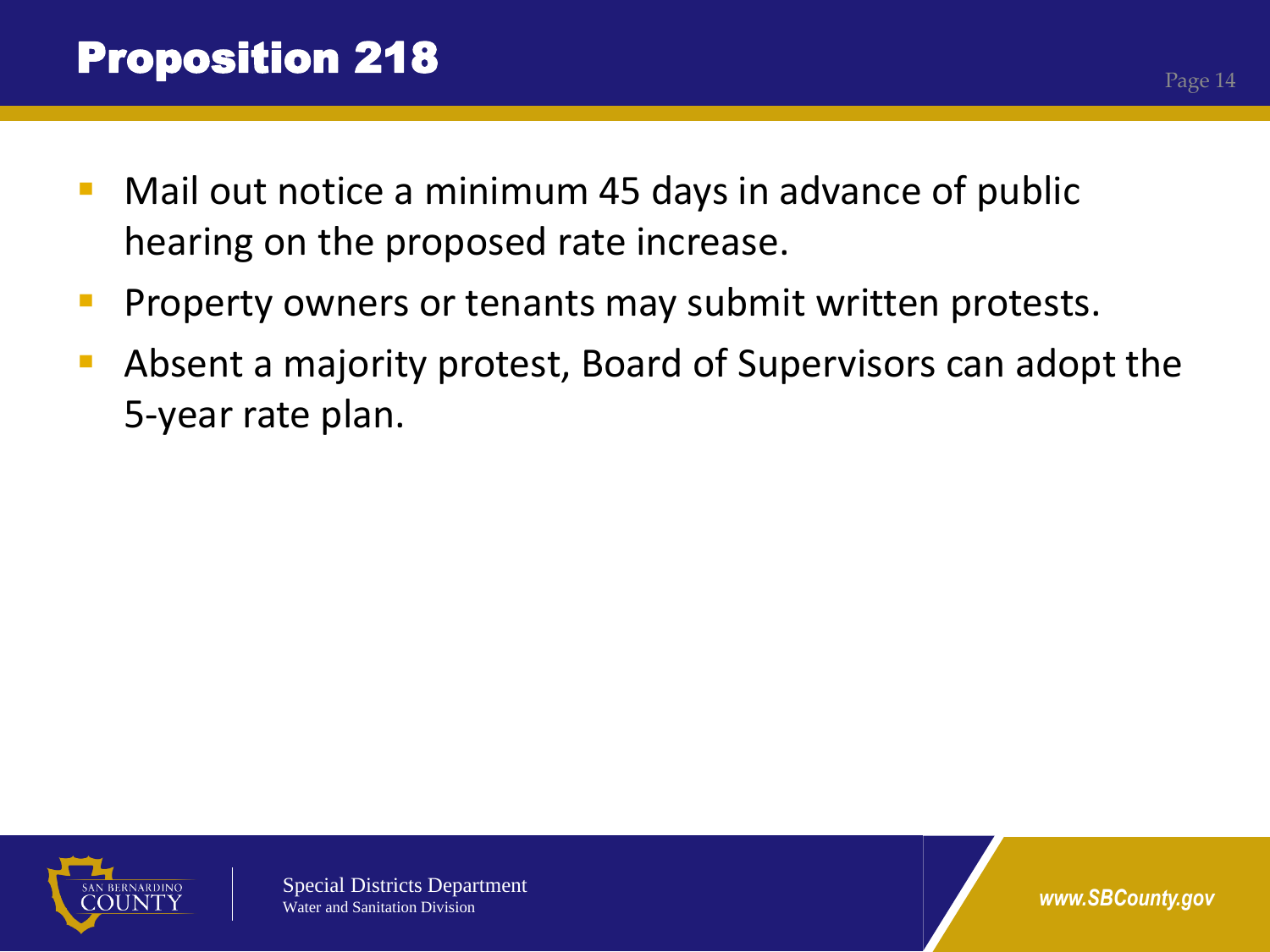# Proposition 218

- Mail out notice a minimum 45 days in advance of public hearing on the proposed rate increase.
- Property owners or tenants may submit written protests.
- Absent a majority protest, Board of Supervisors can adopt the 5-year rate plan.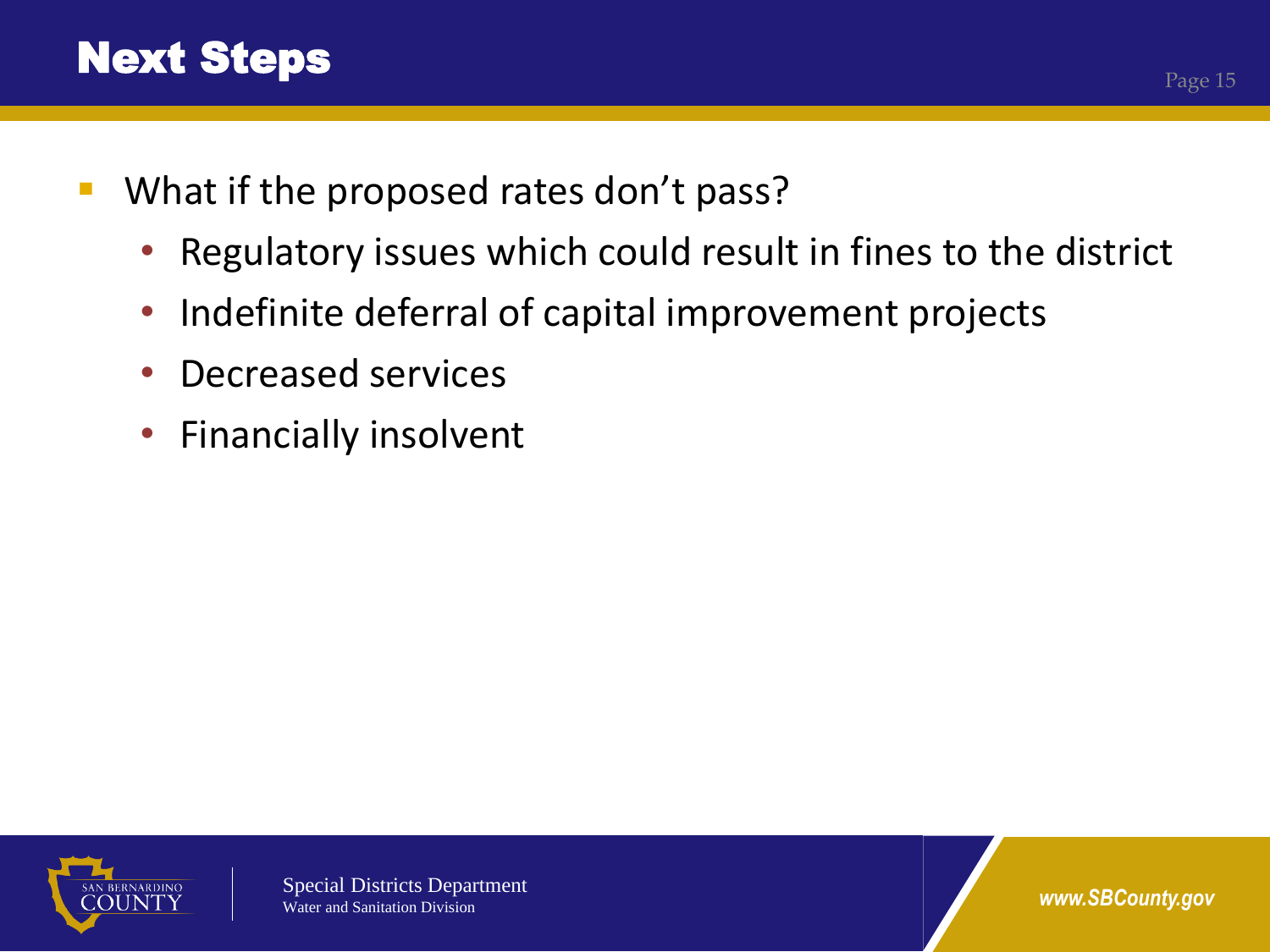# Next Steps

- What if the proposed rates don't pass?
  - Regulatory issues which could result in fines to the district
  - Indefinite deferral of capital improvement projects
  - Decreased services
  - Financially insolvent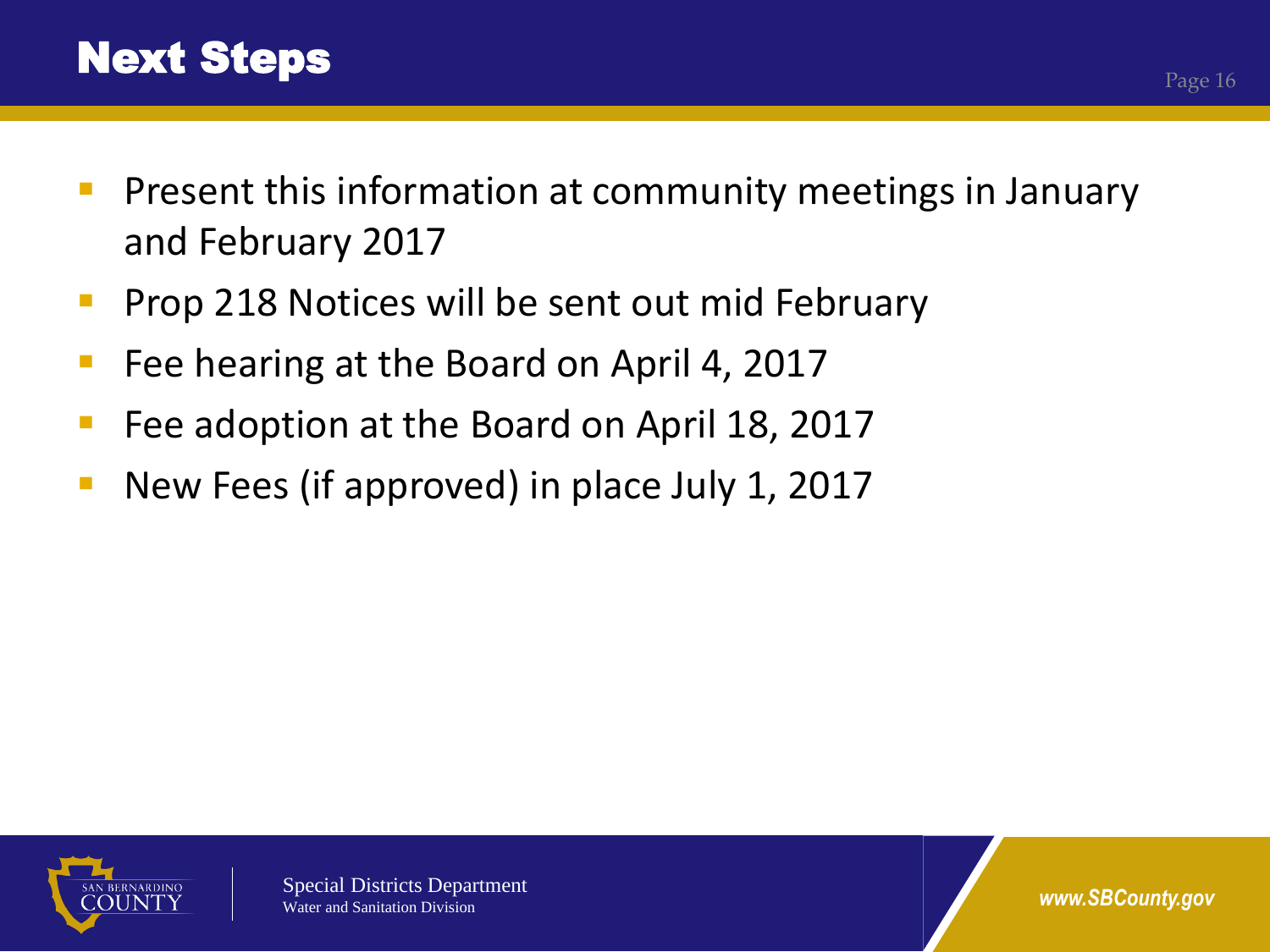# Next Steps

- Present this information at community meetings in January and February 2017
- Prop 218 Notices will be sent out mid February
- Fee hearing at the Board on April 4, 2017
- Fee adoption at the Board on April 18, 2017
- New Fees (if approved) in place July 1, 2017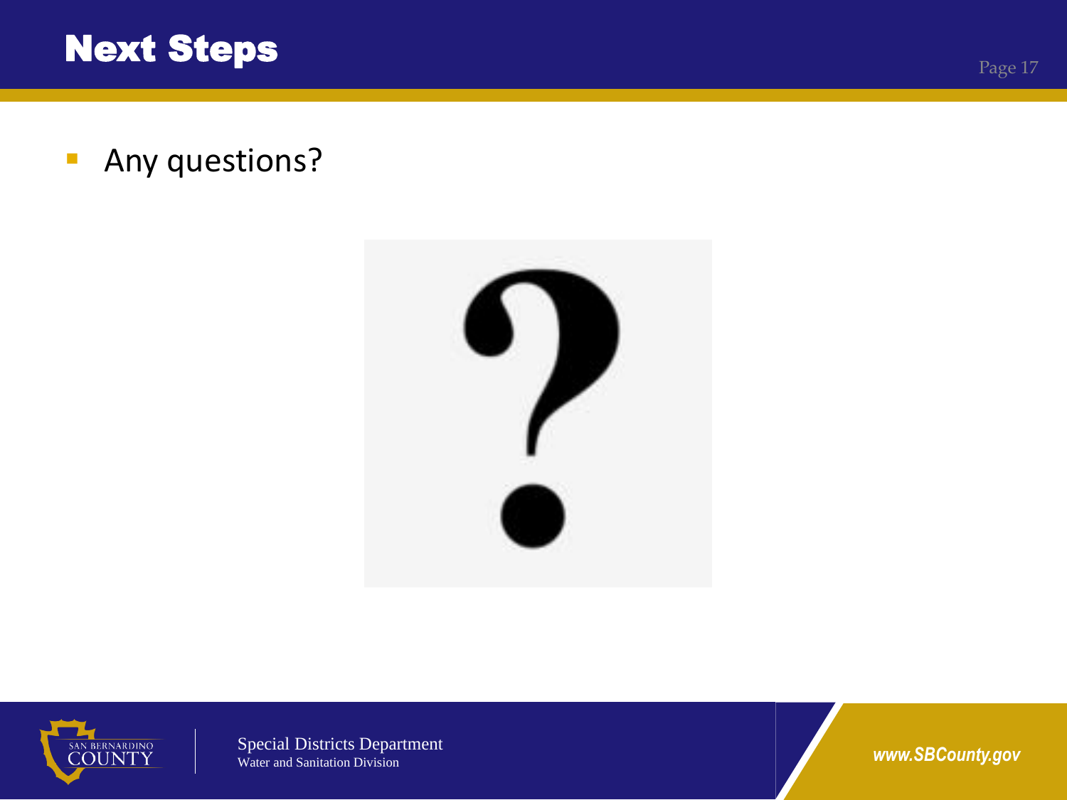# Next Steps

- Any questions?